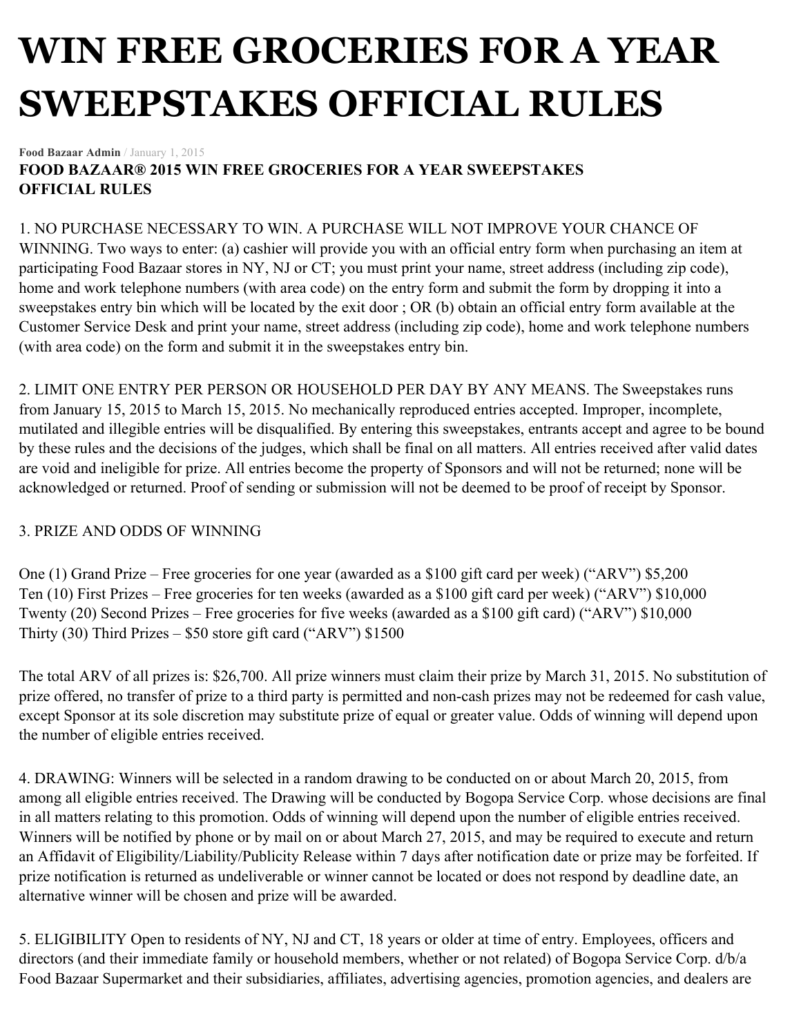# WIN FREE GROCERIES FOR A YEAR SWEEPSTAKES OFFICIAL RULES

**Food Bazaar Admin** / January 1, 2015

**FOOD BAZAAR® 2015 WIN FREE GROCERIES FOR A YEAR SWEEPSTAKES OFFICIAL RULES**

1. NO PURCHASE NECESSARY TO WIN. A PURCHASE WILL NOT IMPROVE YOUR CHANCE OF WINNING. Two ways to enter: (a) cashier will provide you with an official entry form when purchasing an item at participating Food Bazaar stores in NY, NJ or CT; you must print your name, street address (including zip code), home and work telephone numbers (with area code) on the entry form and submit the form by dropping it into a sweepstakes entry bin which will be located by the exit door ; OR (b) obtain an official entry form available at the Customer Service Desk and print your name, street address (including zip code), home and work telephone numbers (with area code) on the form and submit it in the sweepstakes entry bin.

2. LIMIT ONE ENTRY PER PERSON OR HOUSEHOLD PER DAY BY ANY MEANS. The Sweepstakes runs from January 15, 2015 to March 15, 2015. No mechanically reproduced entries accepted. Improper, incomplete, mutilated and illegible entries will be disqualified. By entering this sweepstakes, entrants accept and agree to be bound by these rules and the decisions of the judges, which shall be final on all matters. All entries received after valid dates are void and ineligible for prize. All entries become the property of Sponsors and will not be returned; none will be acknowledged or returned. Proof of sending or submission will not be deemed to be proof of receipt by Sponsor.

3. PRIZE AND ODDS OF WINNING

One (1) Grand Prize – Free groceries for one year (awarded as a $100 gift card per week) ("ARV") $5,200
Ten (10) First Prizes – Free groceries for ten weeks (awarded as a $100 gift card per week) ("ARV") $10,000
Twenty (20) Second Prizes – Free groceries for five weeks (awarded as a $100 gift card) ("ARV") $10,000
Thirty (30) Third Prizes – $50 store gift card ("ARV") $1500

The total ARV of all prizes is: $26,700. All prize winners must claim their prize by March 31, 2015. No substitution of prize offered, no transfer of prize to a third party is permitted and non-cash prizes may not be redeemed for cash value, except Sponsor at its sole discretion may substitute prize of equal or greater value. Odds of winning will depend upon the number of eligible entries received.

4. DRAWING: Winners will be selected in a random drawing to be conducted on or about March 20, 2015, from among all eligible entries received. The Drawing will be conducted by Bogopa Service Corp. whose decisions are final in all matters relating to this promotion. Odds of winning will depend upon the number of eligible entries received. Winners will be notified by phone or by mail on or about March 27, 2015, and may be required to execute and return an Affidavit of Eligibility/Liability/Publicity Release within 7 days after notification date or prize may be forfeited. If prize notification is returned as undeliverable or winner cannot be located or does not respond by deadline date, an alternative winner will be chosen and prize will be awarded.

5. ELIGIBILITY Open to residents of NY, NJ and CT, 18 years or older at time of entry. Employees, officers and directors (and their immediate family or household members, whether or not related) of Bogopa Service Corp. d/b/a Food Bazaar Supermarket and their subsidiaries, affiliates, advertising agencies, promotion agencies, and dealers are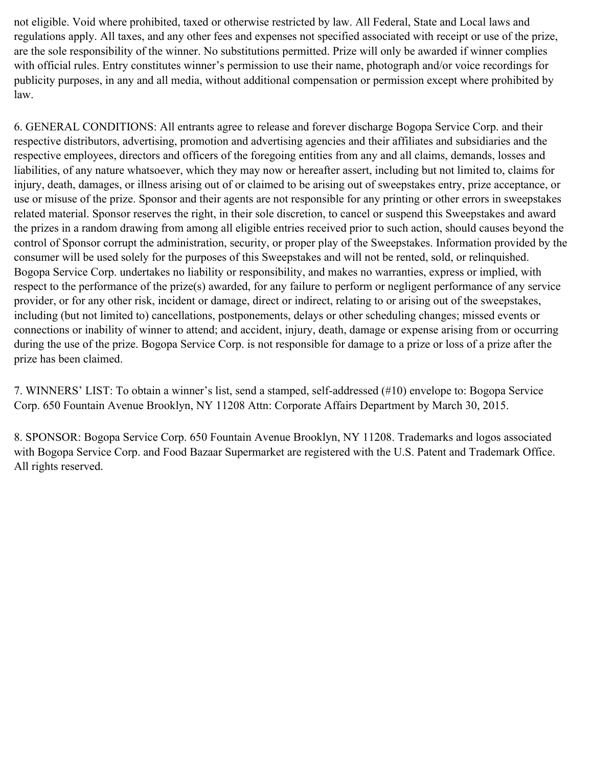not eligible. Void where prohibited, taxed or otherwise restricted by law. All Federal, State and Local laws and regulations apply. All taxes, and any other fees and expenses not specified associated with receipt or use of the prize, are the sole responsibility of the winner. No substitutions permitted. Prize will only be awarded if winner complies with official rules. Entry constitutes winner's permission to use their name, photograph and/or voice recordings for publicity purposes, in any and all media, without additional compensation or permission except where prohibited by law.

6. GENERAL CONDITIONS: All entrants agree to release and forever discharge Bogopa Service Corp. and their respective distributors, advertising, promotion and advertising agencies and their affiliates and subsidiaries and the respective employees, directors and officers of the foregoing entities from any and all claims, demands, losses and liabilities, of any nature whatsoever, which they may now or hereafter assert, including but not limited to, claims for injury, death, damages, or illness arising out of or claimed to be arising out of sweepstakes entry, prize acceptance, or use or misuse of the prize. Sponsor and their agents are not responsible for any printing or other errors in sweepstakes related material. Sponsor reserves the right, in their sole discretion, to cancel or suspend this Sweepstakes and award the prizes in a random drawing from among all eligible entries received prior to such action, should causes beyond the control of Sponsor corrupt the administration, security, or proper play of the Sweepstakes. Information provided by the consumer will be used solely for the purposes of this Sweepstakes and will not be rented, sold, or relinquished. Bogopa Service Corp. undertakes no liability or responsibility, and makes no warranties, express or implied, with respect to the performance of the prize(s) awarded, for any failure to perform or negligent performance of any service provider, or for any other risk, incident or damage, direct or indirect, relating to or arising out of the sweepstakes, including (but not limited to) cancellations, postponements, delays or other scheduling changes; missed events or connections or inability of winner to attend; and accident, injury, death, damage or expense arising from or occurring during the use of the prize. Bogopa Service Corp. is not responsible for damage to a prize or loss of a prize after the prize has been claimed.

7. WINNERS' LIST: To obtain a winner's list, send a stamped, self-addressed (#10) envelope to: Bogopa Service Corp. 650 Fountain Avenue Brooklyn, NY 11208 Attn: Corporate Affairs Department by March 30, 2015.

8. SPONSOR: Bogopa Service Corp. 650 Fountain Avenue Brooklyn, NY 11208. Trademarks and logos associated with Bogopa Service Corp. and Food Bazaar Supermarket are registered with the U.S. Patent and Trademark Office. All rights reserved.